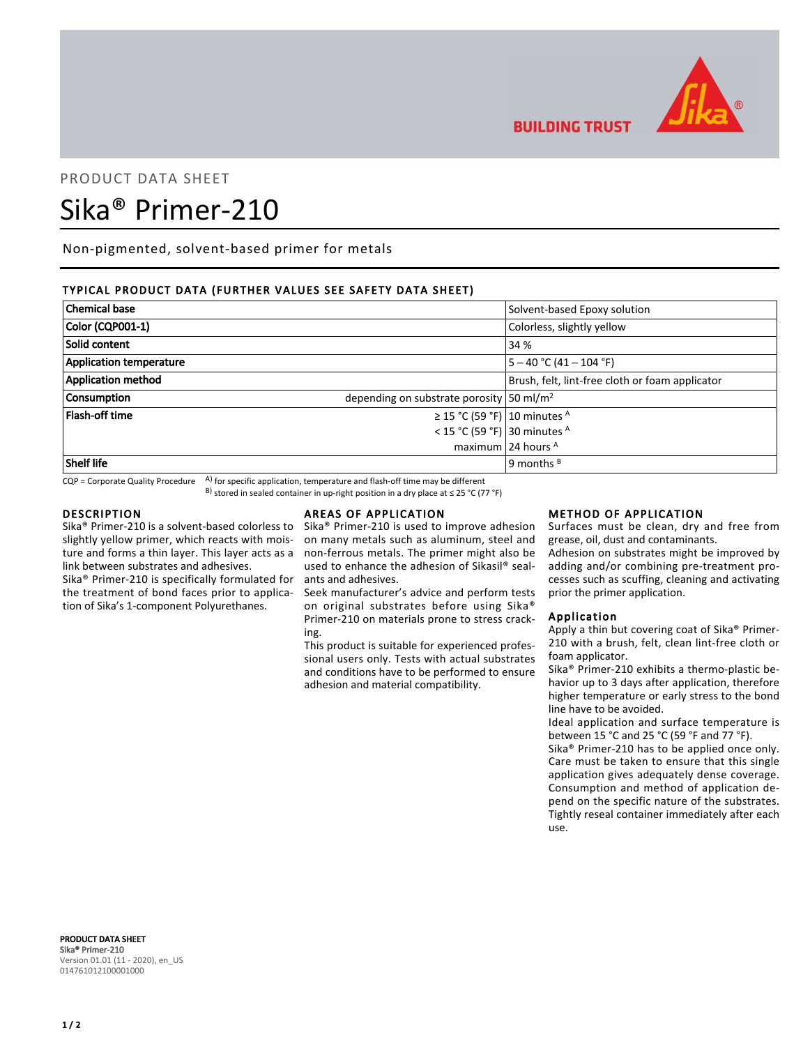BUILDING TRUST

PRODUCT DATA SHEET

# Sika® Primer-210

Non-pigmented, solvent-based primer for metals

## TYPICAL PRODUCT DATA (FURTHER VALUES SEE SAFETY DATA SHEET)

| | | |
|---|---|---|
| **Chemical base** | | Solvent-based Epoxy solution |
| **Color (CQP001-1)** | | Colorless, slightly yellow |
| **Solid content** | | 34 % |
| **Application temperature** | | 5 – 40 °C (41 – 104 °F) |
| **Application method** | | Brush, felt, lint-free cloth or foam applicator |
| **Consumption** | depending on substrate porosity | 50 ml/m² |
| **Flash-off time** | ≥ 15 °C (59 °F) | 10 minutes [A] |
| | < 15 °C (59 °F) | 30 minutes [A] |
| | maximum | 24 hours [A] |
| **Shelf life** | | 9 months [B] |

CQP = Corporate Quality Procedure
A) for specific application, temperature and flash-off time may be different
B) stored in sealed container in up-right position in a dry place at ≤ 25 °C (77 °F)

## DESCRIPTION

Sika® Primer-210 is a solvent-based colorless to slightly yellow primer, which reacts with moisture and forms a thin layer. This layer acts as a link between substrates and adhesives.

Sika® Primer-210 is specifically formulated for the treatment of bond faces prior to application of Sika's 1-component Polyurethanes.

## AREAS OF APPLICATION

Sika® Primer-210 is used to improve adhesion on many metals such as aluminum, steel and non-ferrous metals. The primer might also be used to enhance the adhesion of Sikasil® sealants and adhesives.

Seek manufacturer's advice and perform tests on original substrates before using Sika® Primer-210 on materials prone to stress cracking.

This product is suitable for experienced professional users only. Tests with actual substrates and conditions have to be performed to ensure adhesion and material compatibility.

## METHOD OF APPLICATION

Surfaces must be clean, dry and free from grease, oil, dust and contaminants.

Adhesion on substrates might be improved by adding and/or combining pre-treatment processes such as scuffing, cleaning and activating prior the primer application.

### Application

Apply a thin but covering coat of Sika® Primer-210 with a brush, felt, clean lint-free cloth or foam applicator.

Sika® Primer-210 exhibits a thermo-plastic behavior up to 3 days after application, therefore higher temperature or early stress to the bond line have to be avoided.

Ideal application and surface temperature is between 15 °C and 25 °C (59 °F and 77 °F).

Sika® Primer-210 has to be applied once only. Care must be taken to ensure that this single application gives adequately dense coverage.

Consumption and method of application depend on the specific nature of the substrates. Tightly reseal container immediately after each use.

**PRODUCT DATA SHEET**
**Sika® Primer-210**
Version 01.01 (11 - 2020), en_US
014761012100001000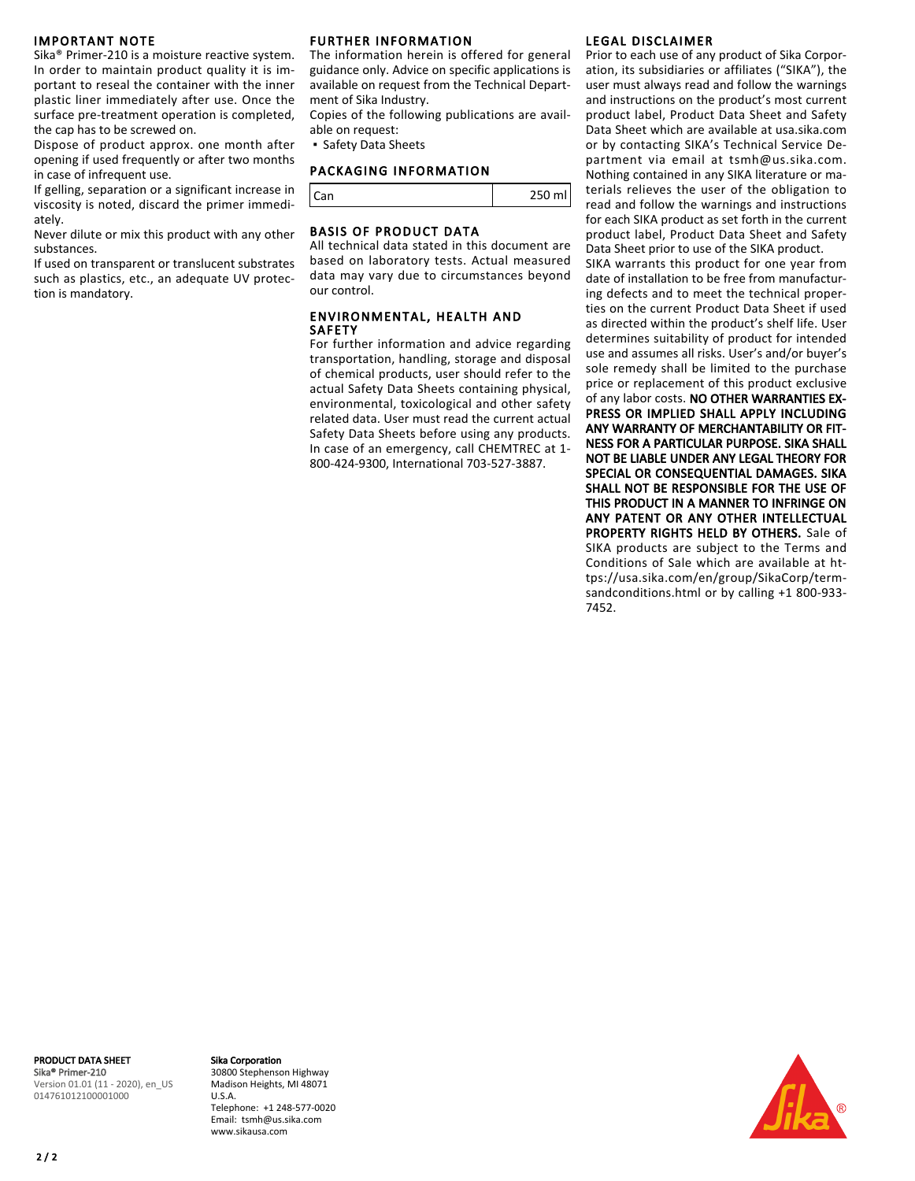## IMPORTANT NOTE

Sika® Primer-210 is a moisture reactive system. In order to maintain product quality it is important to reseal the container with the inner plastic liner immediately after use. Once the surface pre-treatment operation is completed, the cap has to be screwed on.

Dispose of product approx. one month after opening if used frequently or after two months in case of infrequent use.

If gelling, separation or a significant increase in viscosity is noted, discard the primer immediately.

Never dilute or mix this product with any other substances.

If used on transparent or translucent substrates such as plastics, etc., an adequate UV protection is mandatory.

## FURTHER INFORMATION

The information herein is offered for general guidance only. Advice on specific applications is available on request from the Technical Department of Sika Industry.

Copies of the following publications are available on request:

- Safety Data Sheets

## PACKAGING INFORMATION

| | |
|---|---|
| Can | 250 ml |

## BASIS OF PRODUCT DATA

All technical data stated in this document are based on laboratory tests. Actual measured data may vary due to circumstances beyond our control.

## ENVIRONMENTAL, HEALTH AND SAFETY

For further information and advice regarding transportation, handling, storage and disposal of chemical products, user should refer to the actual Safety Data Sheets containing physical, environmental, toxicological and other safety related data. User must read the current actual Safety Data Sheets before using any products. In case of an emergency, call CHEMTREC at 1-800-424-9300, International 703-527-3887.

## LEGAL DISCLAIMER

Prior to each use of any product of Sika Corporation, its subsidiaries or affiliates ("SIKA"), the user must always read and follow the warnings and instructions on the product's most current product label, Product Data Sheet and Safety Data Sheet which are available at usa.sika.com or by contacting SIKA's Technical Service Department via email at tsmh@us.sika.com. Nothing contained in any SIKA literature or materials relieves the user of the obligation to read and follow the warnings and instructions for each SIKA product as set forth in the current product label, Product Data Sheet and Safety Data Sheet prior to use of the SIKA product.

SIKA warrants this product for one year from date of installation to be free from manufacturing defects and to meet the technical properties on the current Product Data Sheet if used as directed within the product's shelf life. User determines suitability of product for intended use and assumes all risks. User's and/or buyer's sole remedy shall be limited to the purchase price or replacement of this product exclusive of any labor costs. **NO OTHER WARRANTIES EXPRESS OR IMPLIED SHALL APPLY INCLUDING ANY WARRANTY OF MERCHANTABILITY OR FITNESS FOR A PARTICULAR PURPOSE. SIKA SHALL NOT BE LIABLE UNDER ANY LEGAL THEORY FOR SPECIAL OR CONSEQUENTIAL DAMAGES. SIKA SHALL NOT BE RESPONSIBLE FOR THE USE OF THIS PRODUCT IN A MANNER TO INFRINGE ON ANY PATENT OR ANY OTHER INTELLECTUAL PROPERTY RIGHTS HELD BY OTHERS.** Sale of SIKA products are subject to the Terms and Conditions of Sale which are available at https://usa.sika.com/en/group/SikaCorp/termsandconditions.html or by calling +1 800-933-7452.

**PRODUCT DATA SHEET**
**Sika® Primer-210**
Version 01.01 (11 - 2020), en_US
014761012100001000

**Sika Corporation**
30800 Stephenson Highway
Madison Heights, MI 48071
U.S.A.
Telephone: +1 248-577-0020
Email: tsmh@us.sika.com
www.sikausa.com